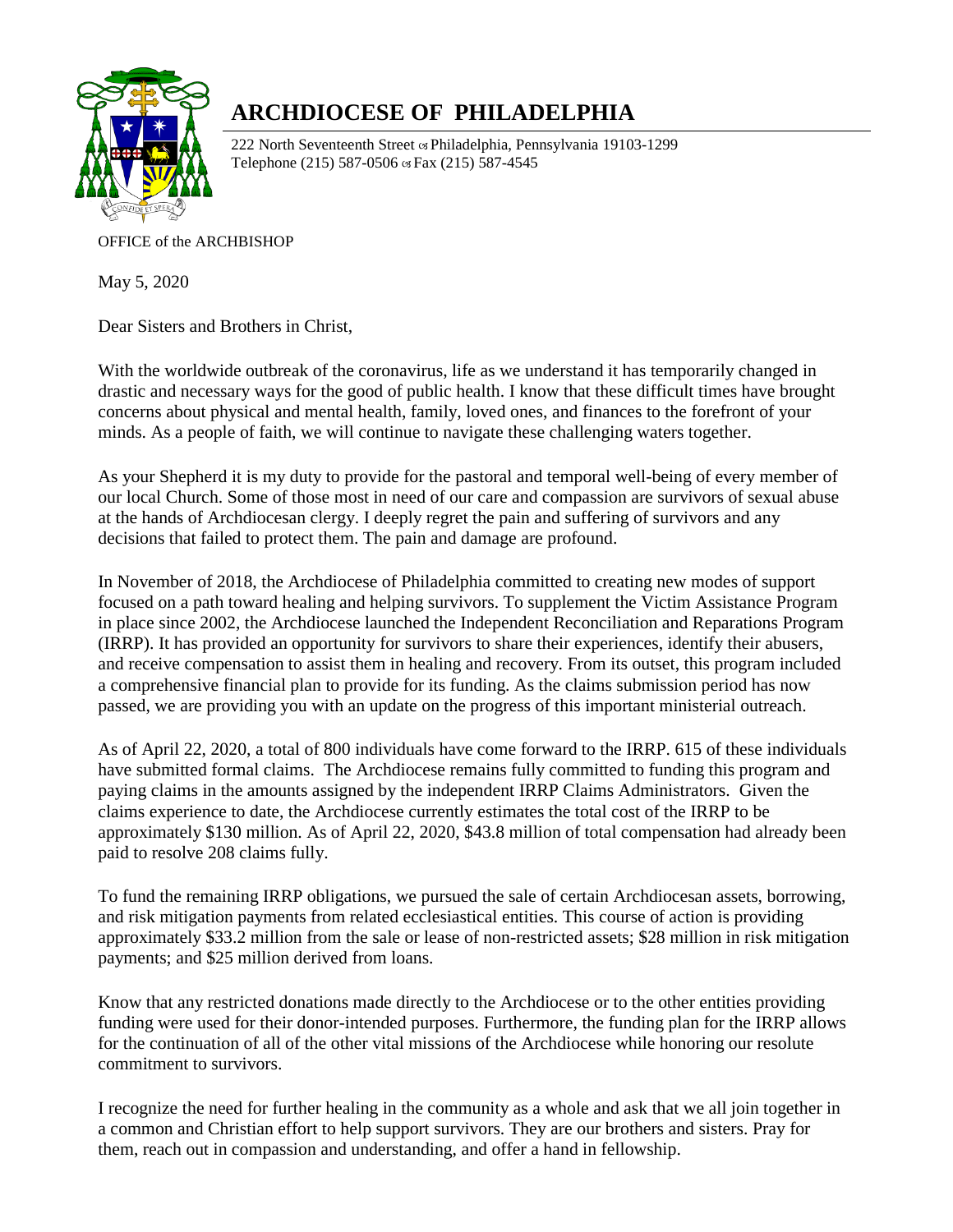# ARCHDIOCESE OF PHILADELPHIA

222 North Seventeenth Street ☙ Philadelphia, Pennsylvania 19103-1299
Telephone (215) 587-0506 ☙ Fax (215) 587-4545

OFFICE of the ARCHBISHOP

May 5, 2020

Dear Sisters and Brothers in Christ,

With the worldwide outbreak of the coronavirus, life as we understand it has temporarily changed in drastic and necessary ways for the good of public health. I know that these difficult times have brought concerns about physical and mental health, family, loved ones, and finances to the forefront of your minds. As a people of faith, we will continue to navigate these challenging waters together.

As your Shepherd it is my duty to provide for the pastoral and temporal well-being of every member of our local Church. Some of those most in need of our care and compassion are survivors of sexual abuse at the hands of Archdiocesan clergy. I deeply regret the pain and suffering of survivors and any decisions that failed to protect them. The pain and damage are profound.

In November of 2018, the Archdiocese of Philadelphia committed to creating new modes of support focused on a path toward healing and helping survivors. To supplement the Victim Assistance Program in place since 2002, the Archdiocese launched the Independent Reconciliation and Reparations Program (IRRP). It has provided an opportunity for survivors to share their experiences, identify their abusers, and receive compensation to assist them in healing and recovery. From its outset, this program included a comprehensive financial plan to provide for its funding. As the claims submission period has now passed, we are providing you with an update on the progress of this important ministerial outreach.

As of April 22, 2020, a total of 800 individuals have come forward to the IRRP. 615 of these individuals have submitted formal claims. The Archdiocese remains fully committed to funding this program and paying claims in the amounts assigned by the independent IRRP Claims Administrators. Given the claims experience to date, the Archdiocese currently estimates the total cost of the IRRP to be approximately $130 million. As of April 22, 2020, $43.8 million of total compensation had already been paid to resolve 208 claims fully.

To fund the remaining IRRP obligations, we pursued the sale of certain Archdiocesan assets, borrowing, and risk mitigation payments from related ecclesiastical entities. This course of action is providing approximately $33.2 million from the sale or lease of non-restricted assets; $28 million in risk mitigation payments; and $25 million derived from loans.

Know that any restricted donations made directly to the Archdiocese or to the other entities providing funding were used for their donor-intended purposes. Furthermore, the funding plan for the IRRP allows for the continuation of all of the other vital missions of the Archdiocese while honoring our resolute commitment to survivors.

I recognize the need for further healing in the community as a whole and ask that we all join together in a common and Christian effort to help support survivors. They are our brothers and sisters. Pray for them, reach out in compassion and understanding, and offer a hand in fellowship.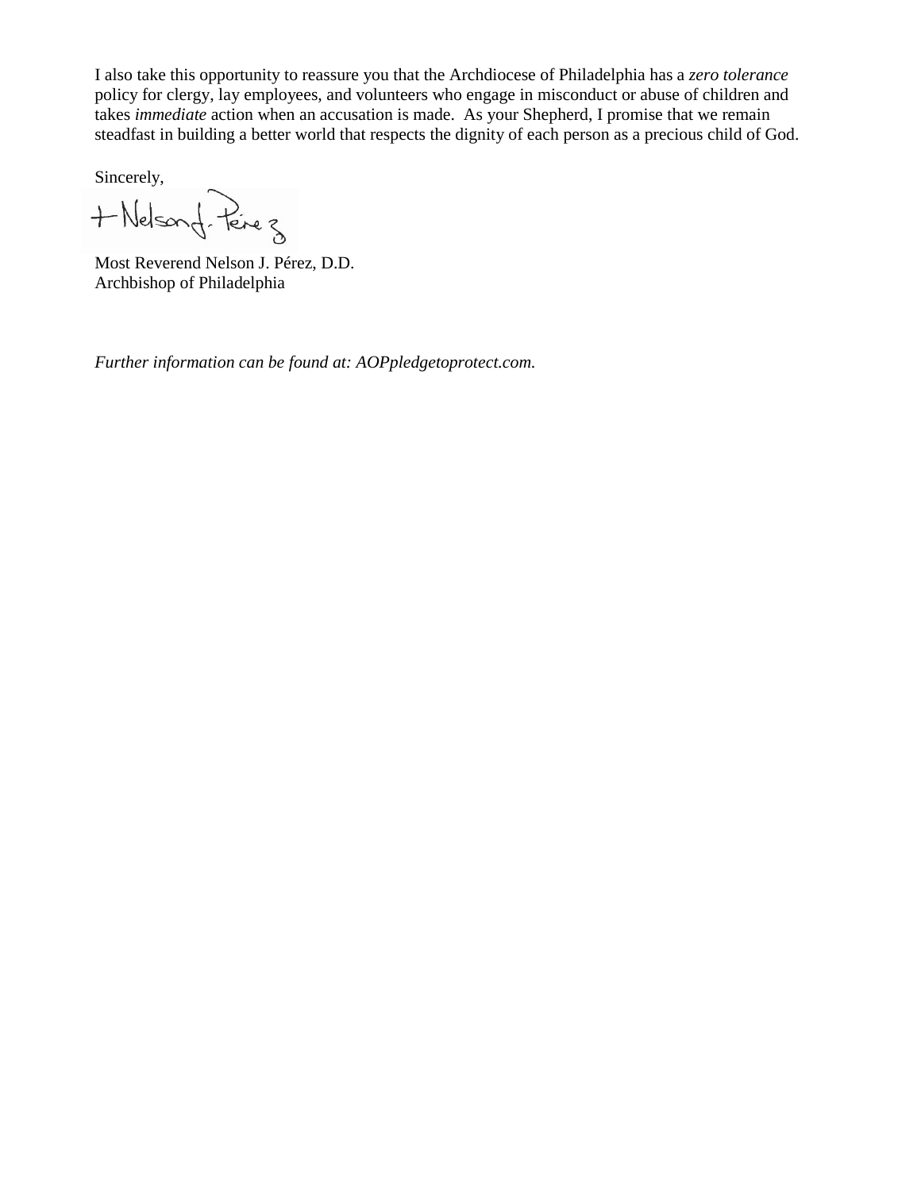I also take this opportunity to reassure you that the Archdiocese of Philadelphia has a *zero tolerance* policy for clergy, lay employees, and volunteers who engage in misconduct or abuse of children and takes *immediate* action when an accusation is made. As your Shepherd, I promise that we remain steadfast in building a better world that respects the dignity of each person as a precious child of God.

Sincerely,

+ Nelson J. Pérez

Most Reverend Nelson J. Pérez, D.D.
Archbishop of Philadelphia

*Further information can be found at: AOPpledgetoprotect.com.*